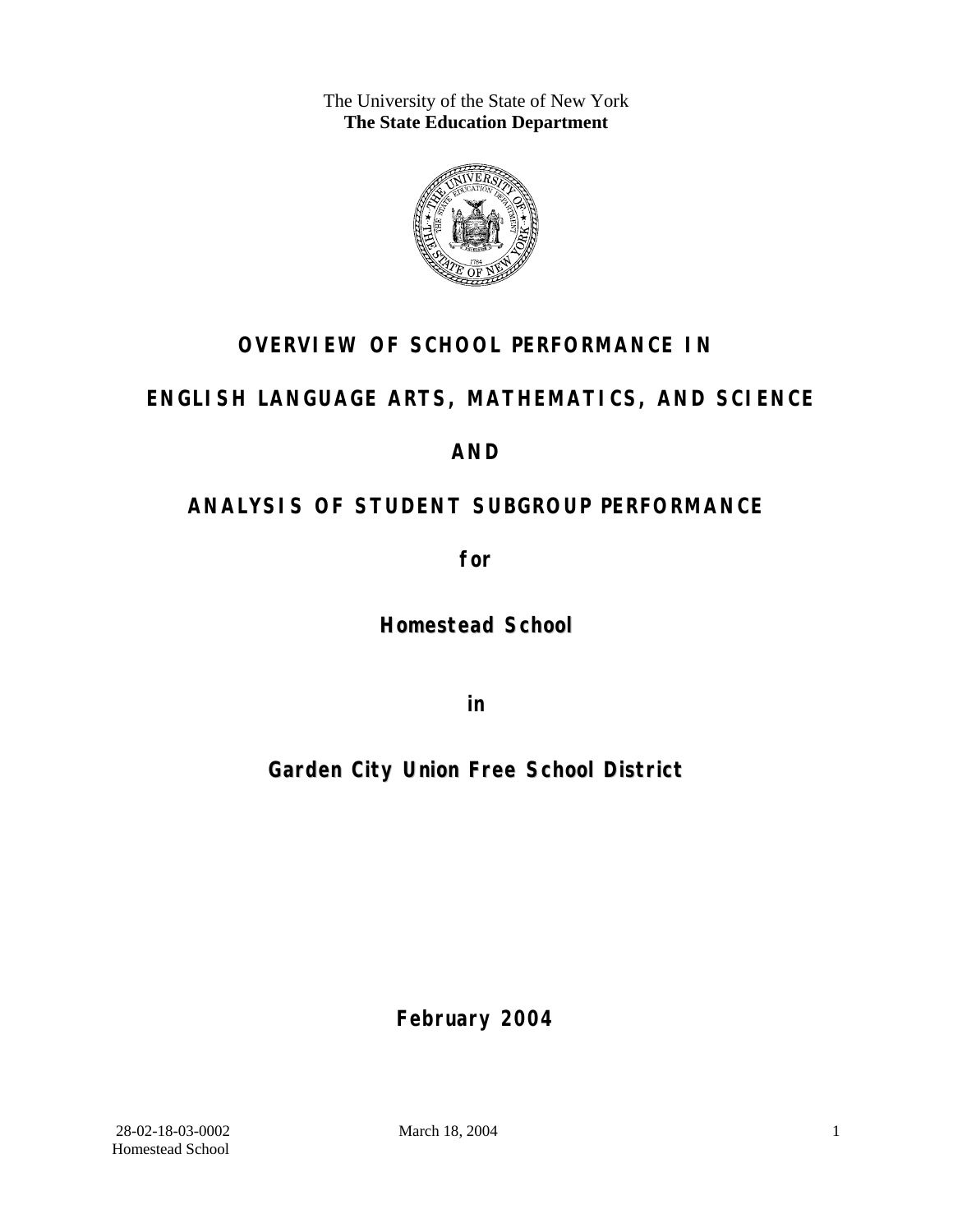The University of the State of New York
**The State Education Department**

# OVERVIEW OF SCHOOL PERFORMANCE IN

# ENGLISH LANGUAGE ARTS, MATHEMATICS, AND SCIENCE

# AND

# ANALYSIS OF STUDENT SUBGROUP PERFORMANCE

**for**

## Homestead School

**in**

## Garden City Union Free School District

**February 2004**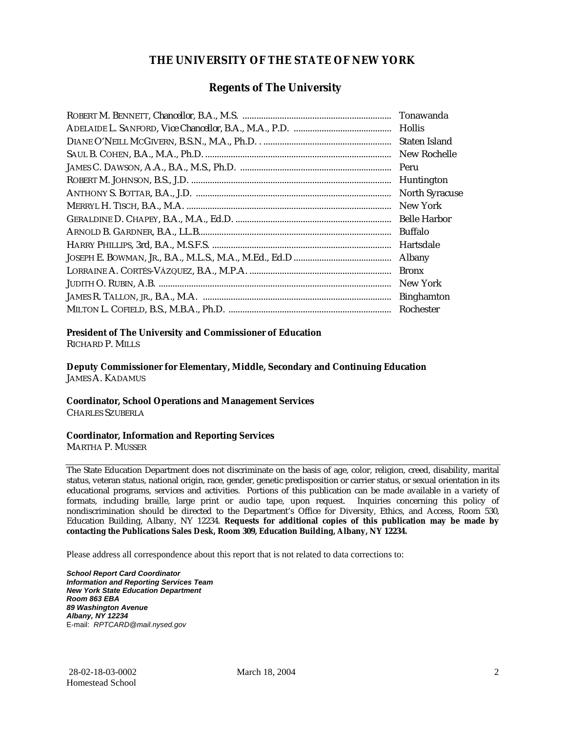# THE UNIVERSITY OF THE STATE OF NEW YORK

## Regents of The University

| | |
|---|---|
| ROBERT M. BENNETT, *Chancellor*, B.A., M.S. | Tonawanda |
| ADELAIDE L. SANFORD, *Vice Chancellor*, B.A., M.A., P.D. | Hollis |
| DIANE O'NEILL MCGIVERN, B.S.N., M.A., Ph.D. | Staten Island |
| SAUL B. COHEN, B.A., M.A., Ph.D. | New Rochelle |
| JAMES C. DAWSON, A.A., B.A., M.S., Ph.D. | Peru |
| ROBERT M. JOHNSON, B.S., J.D. | Huntington |
| ANTHONY S. BOTTAR, B.A., J.D. | North Syracuse |
| MERRYL H. TISCH, B.A., M.A. | New York |
| GERALDINE D. CHAPEY, B.A., M.A., Ed.D. | Belle Harbor |
| ARNOLD B. GARDNER, B.A., LL.B. | Buffalo |
| HARRY PHILLIPS, 3rd, B.A., M.S.F.S. | Hartsdale |
| JOSEPH E. BOWMAN, JR., B.A., M.L.S., M.A., M.Ed., Ed.D | Albany |
| LORRAINE A. CORTÉS-VÁZQUEZ, B.A., M.P.A. | Bronx |
| JUDITH O. RUBIN, A.B. | New York |
| JAMES R. TALLON, JR., B.A., M.A. | Binghamton |
| MILTON L. COFIELD, B.S., M.B.A., Ph.D. | Rochester |

**President of The University and Commissioner of Education**
RICHARD P. MILLS

**Deputy Commissioner for Elementary, Middle, Secondary and Continuing Education**
JAMES A. KADAMUS

**Coordinator, School Operations and Management Services**
CHARLES SZUBERLA

**Coordinator, Information and Reporting Services**
MARTHA P. MUSSER

---

The State Education Department does not discriminate on the basis of age, color, religion, creed, disability, marital status, veteran status, national origin, race, gender, genetic predisposition or carrier status, or sexual orientation in its educational programs, services and activities. Portions of this publication can be made available in a variety of formats, including braille, large print or audio tape, upon request. Inquiries concerning this policy of nondiscrimination should be directed to the Department's Office for Diversity, Ethics, and Access, Room 530, Education Building, Albany, NY 12234. **Requests for additional copies of this publication may be made by contacting the Publications Sales Desk, Room 309, Education Building, Albany, NY 12234.**

Please address all correspondence about this report that is not related to data corrections to:

***School Report Card Coordinator***
***Information and Reporting Services Team***
***New York State Education Department***
***Room 863 EBA***
***89 Washington Avenue***
***Albany, NY 12234***
E-mail: *RPTCARD@mail.nysed.gov*

28-02-18-03-0002
Homestead School

March 18, 2004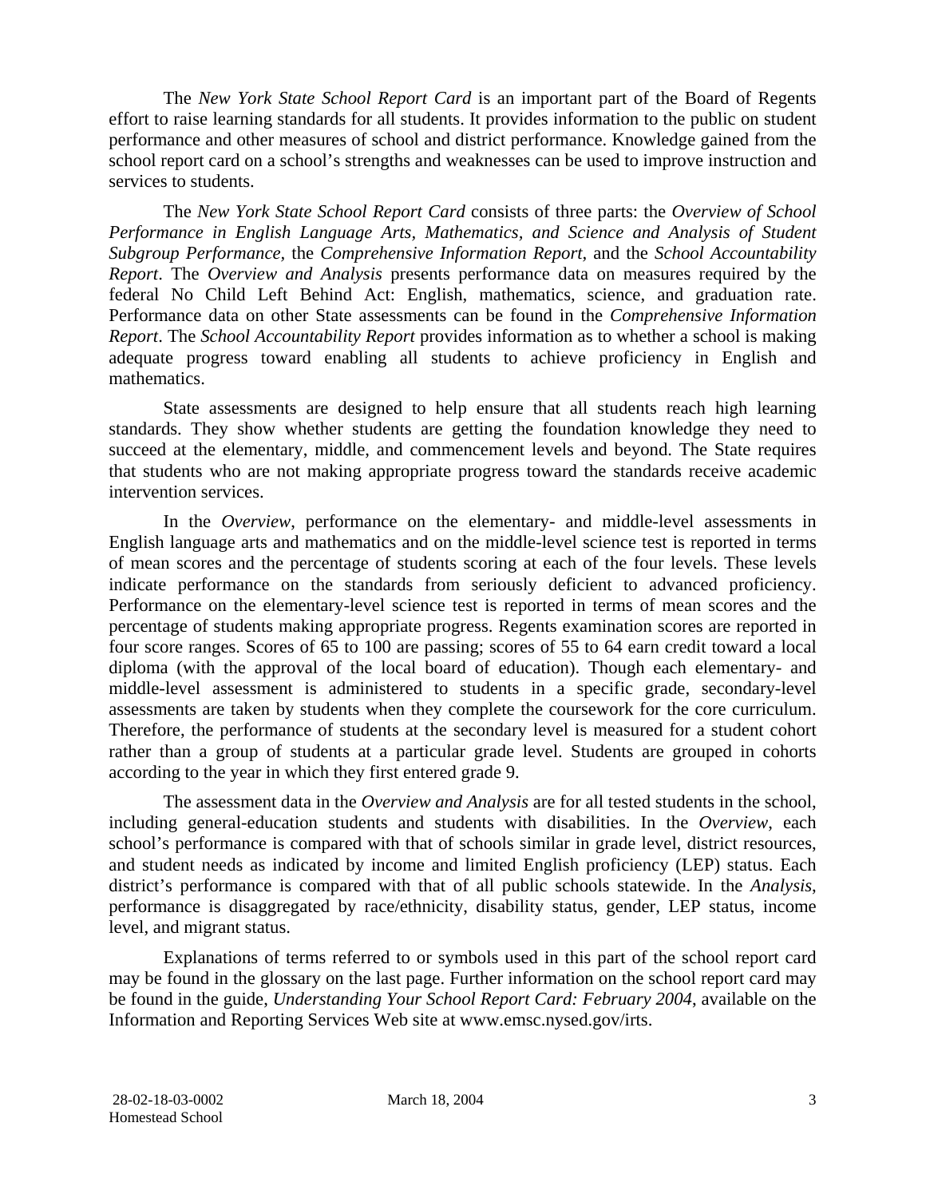The *New York State School Report Card* is an important part of the Board of Regents effort to raise learning standards for all students. It provides information to the public on student performance and other measures of school and district performance. Knowledge gained from the school report card on a school's strengths and weaknesses can be used to improve instruction and services to students.

The *New York State School Report Card* consists of three parts: the *Overview of School Performance in English Language Arts, Mathematics, and Science and Analysis of Student Subgroup Performance,* the *Comprehensive Information Report,* and the *School Accountability Report*. The *Overview and Analysis* presents performance data on measures required by the federal No Child Left Behind Act: English, mathematics, science, and graduation rate. Performance data on other State assessments can be found in the *Comprehensive Information Report*. The *School Accountability Report* provides information as to whether a school is making adequate progress toward enabling all students to achieve proficiency in English and mathematics.

State assessments are designed to help ensure that all students reach high learning standards. They show whether students are getting the foundation knowledge they need to succeed at the elementary, middle, and commencement levels and beyond. The State requires that students who are not making appropriate progress toward the standards receive academic intervention services.

In the *Overview*, performance on the elementary- and middle-level assessments in English language arts and mathematics and on the middle-level science test is reported in terms of mean scores and the percentage of students scoring at each of the four levels. These levels indicate performance on the standards from seriously deficient to advanced proficiency. Performance on the elementary-level science test is reported in terms of mean scores and the percentage of students making appropriate progress. Regents examination scores are reported in four score ranges. Scores of 65 to 100 are passing; scores of 55 to 64 earn credit toward a local diploma (with the approval of the local board of education). Though each elementary- and middle-level assessment is administered to students in a specific grade, secondary-level assessments are taken by students when they complete the coursework for the core curriculum. Therefore, the performance of students at the secondary level is measured for a student cohort rather than a group of students at a particular grade level. Students are grouped in cohorts according to the year in which they first entered grade 9.

The assessment data in the *Overview and Analysis* are for all tested students in the school, including general-education students and students with disabilities. In the *Overview*, each school's performance is compared with that of schools similar in grade level, district resources, and student needs as indicated by income and limited English proficiency (LEP) status. Each district's performance is compared with that of all public schools statewide. In the *Analysis*, performance is disaggregated by race/ethnicity, disability status, gender, LEP status, income level, and migrant status.

Explanations of terms referred to or symbols used in this part of the school report card may be found in the glossary on the last page. Further information on the school report card may be found in the guide, *Understanding Your School Report Card: February 2004*, available on the Information and Reporting Services Web site at www.emsc.nysed.gov/irts.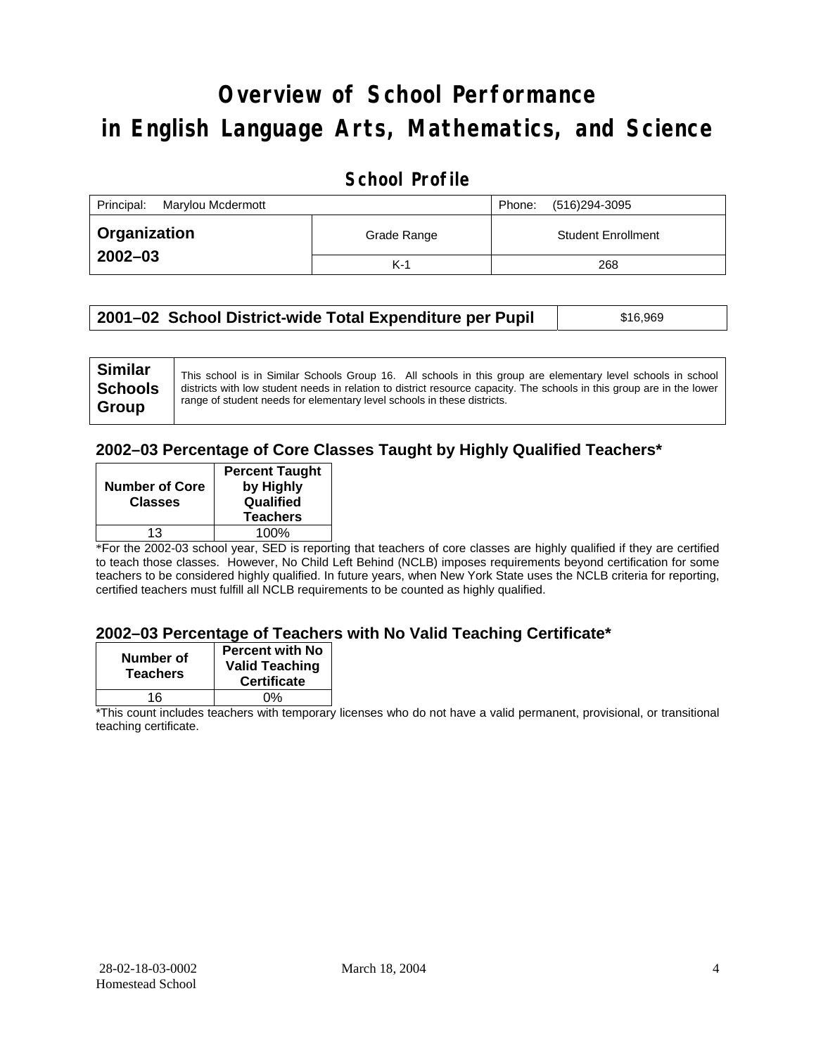# Overview of School Performance in English Language Arts, Mathematics, and Science

## School Profile

| Principal: Marylou Mcdermott | | Phone: (516)294-3095 |
|---|---|---|
| **Organization 2002–03** | Grade Range | Student Enrollment |
| | K-1 | 268 |

| **2001–02 School District-wide Total Expenditure per Pupil** | $16,969 |
|---|---|

| **Similar Schools Group** | This school is in Similar Schools Group 16. All schools in this group are elementary level schools in school districts with low student needs in relation to district resource capacity. The schools in this group are in the lower range of student needs for elementary level schools in these districts. |
|---|---|

### 2002–03 Percentage of Core Classes Taught by Highly Qualified Teachers*

| Number of Core Classes | Percent Taught by Highly Qualified Teachers |
|---|---|
| 13 | 100% |

*For the 2002-03 school year, SED is reporting that teachers of core classes are highly qualified if they are certified to teach those classes. However, No Child Left Behind (NCLB) imposes requirements beyond certification for some teachers to be considered highly qualified. In future years, when New York State uses the NCLB criteria for reporting, certified teachers must fulfill all NCLB requirements to be counted as highly qualified.

### 2002–03 Percentage of Teachers with No Valid Teaching Certificate*

| Number of Teachers | Percent with No Valid Teaching Certificate |
|---|---|
| 16 | 0% |

*This count includes teachers with temporary licenses who do not have a valid permanent, provisional, or transitional teaching certificate.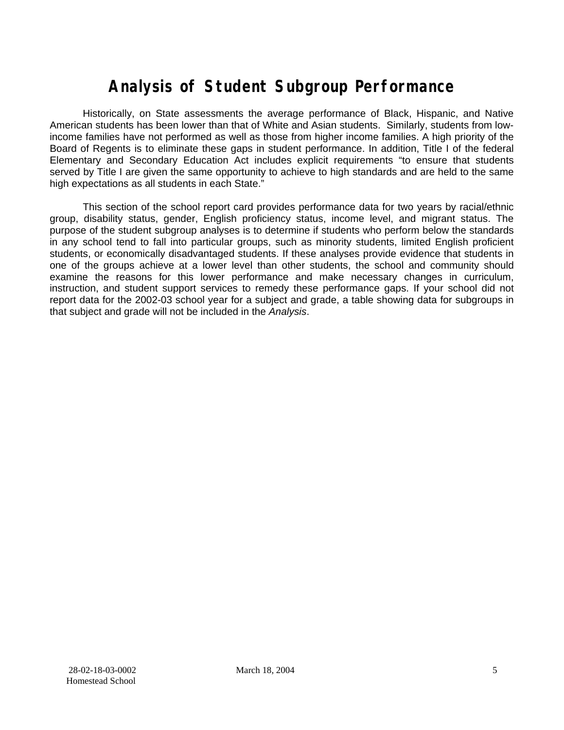# Analysis of Student Subgroup Performance

Historically, on State assessments the average performance of Black, Hispanic, and Native American students has been lower than that of White and Asian students. Similarly, students from low-income families have not performed as well as those from higher income families. A high priority of the Board of Regents is to eliminate these gaps in student performance. In addition, Title I of the federal Elementary and Secondary Education Act includes explicit requirements "to ensure that students served by Title I are given the same opportunity to achieve to high standards and are held to the same high expectations as all students in each State."

This section of the school report card provides performance data for two years by racial/ethnic group, disability status, gender, English proficiency status, income level, and migrant status. The purpose of the student subgroup analyses is to determine if students who perform below the standards in any school tend to fall into particular groups, such as minority students, limited English proficient students, or economically disadvantaged students. If these analyses provide evidence that students in one of the groups achieve at a lower level than other students, the school and community should examine the reasons for this lower performance and make necessary changes in curriculum, instruction, and student support services to remedy these performance gaps. If your school did not report data for the 2002-03 school year for a subject and grade, a table showing data for subgroups in that subject and grade will not be included in the *Analysis*.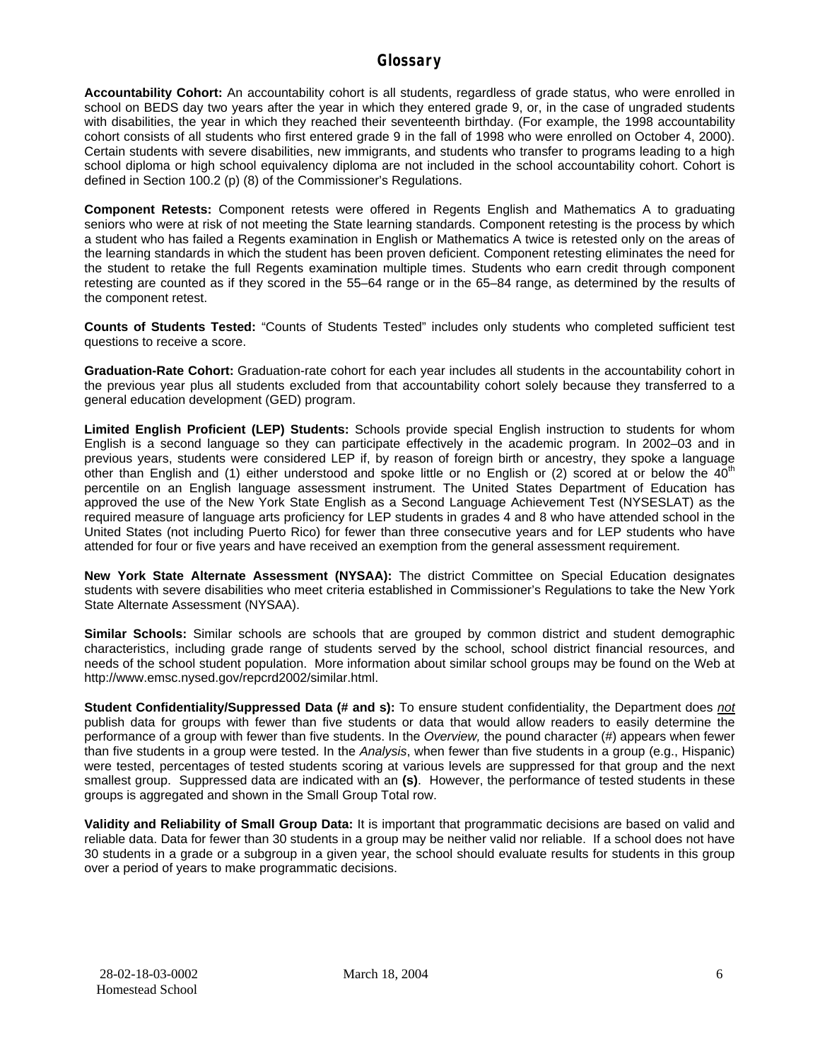## Glossary

**Accountability Cohort:** An accountability cohort is all students, regardless of grade status, who were enrolled in school on BEDS day two years after the year in which they entered grade 9, or, in the case of ungraded students with disabilities, the year in which they reached their seventeenth birthday. (For example, the 1998 accountability cohort consists of all students who first entered grade 9 in the fall of 1998 who were enrolled on October 4, 2000). Certain students with severe disabilities, new immigrants, and students who transfer to programs leading to a high school diploma or high school equivalency diploma are not included in the school accountability cohort. Cohort is defined in Section 100.2 (p) (8) of the Commissioner's Regulations.

**Component Retests:** Component retests were offered in Regents English and Mathematics A to graduating seniors who were at risk of not meeting the State learning standards. Component retesting is the process by which a student who has failed a Regents examination in English or Mathematics A twice is retested only on the areas of the learning standards in which the student has been proven deficient. Component retesting eliminates the need for the student to retake the full Regents examination multiple times. Students who earn credit through component retesting are counted as if they scored in the 55–64 range or in the 65–84 range, as determined by the results of the component retest.

**Counts of Students Tested:** "Counts of Students Tested" includes only students who completed sufficient test questions to receive a score.

**Graduation-Rate Cohort:** Graduation-rate cohort for each year includes all students in the accountability cohort in the previous year plus all students excluded from that accountability cohort solely because they transferred to a general education development (GED) program.

**Limited English Proficient (LEP) Students:** Schools provide special English instruction to students for whom English is a second language so they can participate effectively in the academic program. In 2002–03 and in previous years, students were considered LEP if, by reason of foreign birth or ancestry, they spoke a language other than English and (1) either understood and spoke little or no English or (2) scored at or below the 40th percentile on an English language assessment instrument. The United States Department of Education has approved the use of the New York State English as a Second Language Achievement Test (NYSESLAT) as the required measure of language arts proficiency for LEP students in grades 4 and 8 who have attended school in the United States (not including Puerto Rico) for fewer than three consecutive years and for LEP students who have attended for four or five years and have received an exemption from the general assessment requirement.

**New York State Alternate Assessment (NYSAA):** The district Committee on Special Education designates students with severe disabilities who meet criteria established in Commissioner's Regulations to take the New York State Alternate Assessment (NYSAA).

**Similar Schools:** Similar schools are schools that are grouped by common district and student demographic characteristics, including grade range of students served by the school, school district financial resources, and needs of the school student population. More information about similar school groups may be found on the Web at http://www.emsc.nysed.gov/repcrd2002/similar.html.

**Student Confidentiality/Suppressed Data (# and s):** To ensure student confidentiality, the Department does *not* publish data for groups with fewer than five students or data that would allow readers to easily determine the performance of a group with fewer than five students. In the *Overview,* the pound character (#) appears when fewer than five students in a group were tested. In the *Analysis*, when fewer than five students in a group (e.g., Hispanic) were tested, percentages of tested students scoring at various levels are suppressed for that group and the next smallest group. Suppressed data are indicated with an **(s)**. However, the performance of tested students in these groups is aggregated and shown in the Small Group Total row.

**Validity and Reliability of Small Group Data:** It is important that programmatic decisions are based on valid and reliable data. Data for fewer than 30 students in a group may be neither valid nor reliable. If a school does not have 30 students in a grade or a subgroup in a given year, the school should evaluate results for students in this group over a period of years to make programmatic decisions.